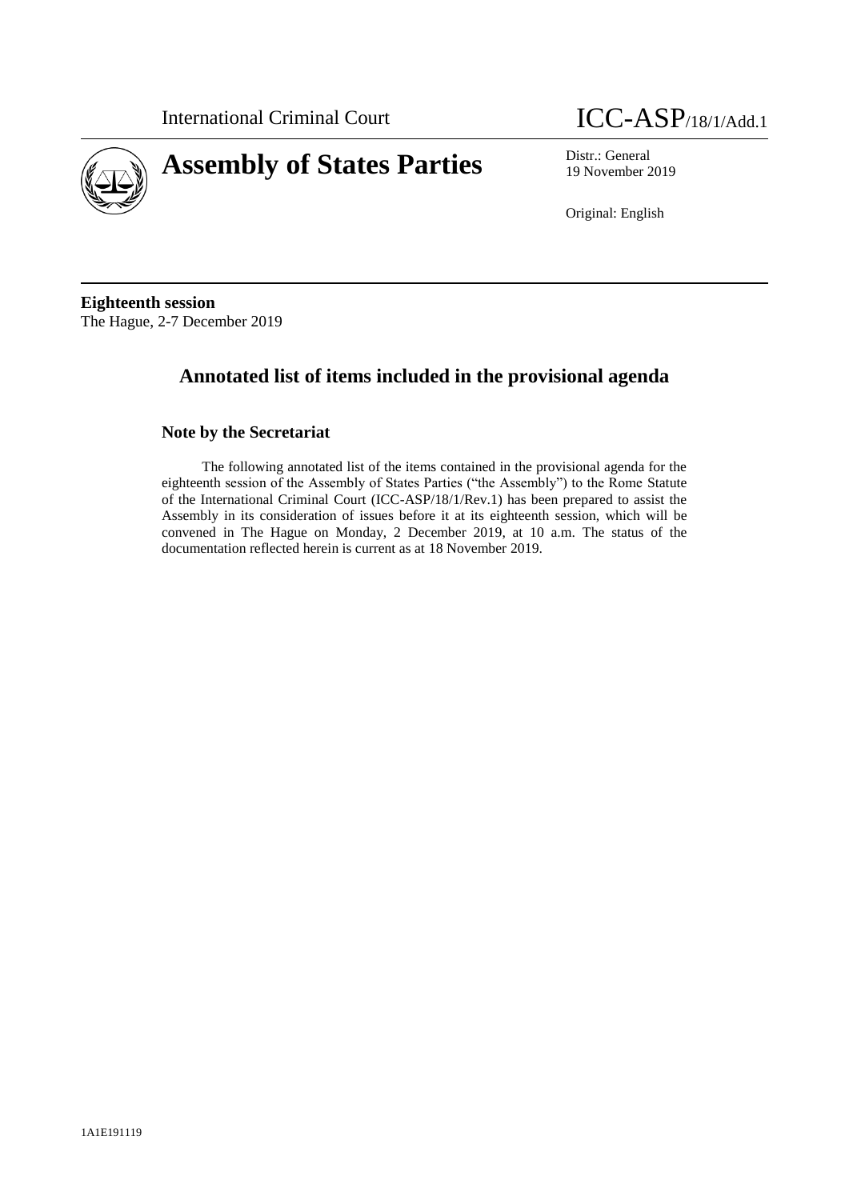International Criminal Court

ICC-ASP/18/1/Add.1

# Assembly of States Parties

Distr.: General
19 November 2019

Original: English

**Eighteenth session**
The Hague, 2-7 December 2019

## Annotated list of items included in the provisional agenda

### Note by the Secretariat

The following annotated list of the items contained in the provisional agenda for the eighteenth session of the Assembly of States Parties ("the Assembly") to the Rome Statute of the International Criminal Court (ICC-ASP/18/1/Rev.1) has been prepared to assist the Assembly in its consideration of issues before it at its eighteenth session, which will be convened in The Hague on Monday, 2 December 2019, at 10 a.m. The status of the documentation reflected herein is current as at 18 November 2019.

1A1E191119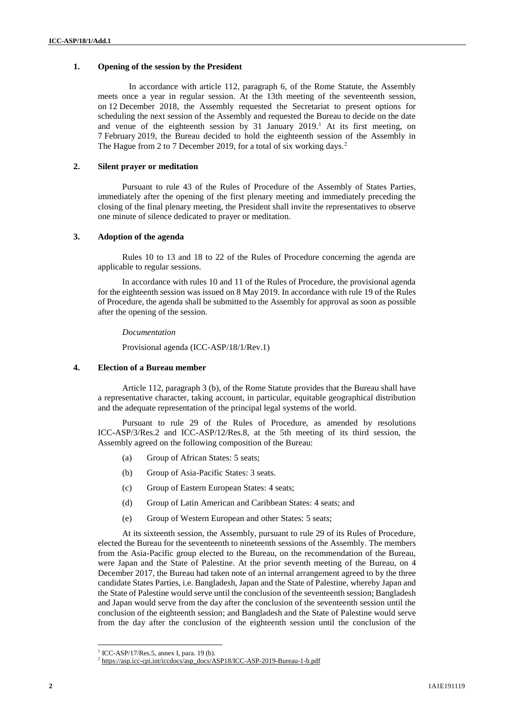## 1. Opening of the session by the President

In accordance with article 112, paragraph 6, of the Rome Statute, the Assembly meets once a year in regular session. At the 13th meeting of the seventeenth session, on 12 December 2018, the Assembly requested the Secretariat to present options for scheduling the next session of the Assembly and requested the Bureau to decide on the date and venue of the eighteenth session by 31 January 2019.[1] At its first meeting, on 7 February 2019, the Bureau decided to hold the eighteenth session of the Assembly in The Hague from 2 to 7 December 2019, for a total of six working days.[2]

## 2. Silent prayer or meditation

Pursuant to rule 43 of the Rules of Procedure of the Assembly of States Parties, immediately after the opening of the first plenary meeting and immediately preceding the closing of the final plenary meeting, the President shall invite the representatives to observe one minute of silence dedicated to prayer or meditation.

## 3. Adoption of the agenda

Rules 10 to 13 and 18 to 22 of the Rules of Procedure concerning the agenda are applicable to regular sessions.

In accordance with rules 10 and 11 of the Rules of Procedure, the provisional agenda for the eighteenth session was issued on 8 May 2019. In accordance with rule 19 of the Rules of Procedure, the agenda shall be submitted to the Assembly for approval as soon as possible after the opening of the session.

*Documentation*

Provisional agenda (ICC-ASP/18/1/Rev.1)

## 4. Election of a Bureau member

Article 112, paragraph 3 (b), of the Rome Statute provides that the Bureau shall have a representative character, taking account, in particular, equitable geographical distribution and the adequate representation of the principal legal systems of the world.

Pursuant to rule 29 of the Rules of Procedure, as amended by resolutions ICC-ASP/3/Res.2 and ICC-ASP/12/Res.8, at the 5th meeting of its third session, the Assembly agreed on the following composition of the Bureau:

(a) Group of African States: 5 seats;

(b) Group of Asia-Pacific States: 3 seats.

(c) Group of Eastern European States: 4 seats;

(d) Group of Latin American and Caribbean States: 4 seats; and

(e) Group of Western European and other States: 5 seats;

At its sixteenth session, the Assembly, pursuant to rule 29 of its Rules of Procedure, elected the Bureau for the seventeenth to nineteenth sessions of the Assembly. The members from the Asia-Pacific group elected to the Bureau, on the recommendation of the Bureau, were Japan and the State of Palestine. At the prior seventh meeting of the Bureau, on 4 December 2017, the Bureau had taken note of an internal arrangement agreed to by the three candidate States Parties, i.e. Bangladesh, Japan and the State of Palestine, whereby Japan and the State of Palestine would serve until the conclusion of the seventeenth session; Bangladesh and Japan would serve from the day after the conclusion of the seventeenth session until the conclusion of the eighteenth session; and Bangladesh and the State of Palestine would serve from the day after the conclusion of the eighteenth session until the conclusion of the

---

[1] ICC-ASP/17/Res.5, annex I, para. 19 (b).

[2] https://asp.icc-cpi.int/iccdocs/asp_docs/ASP18/ICC-ASP-2019-Bureau-1-b.pdf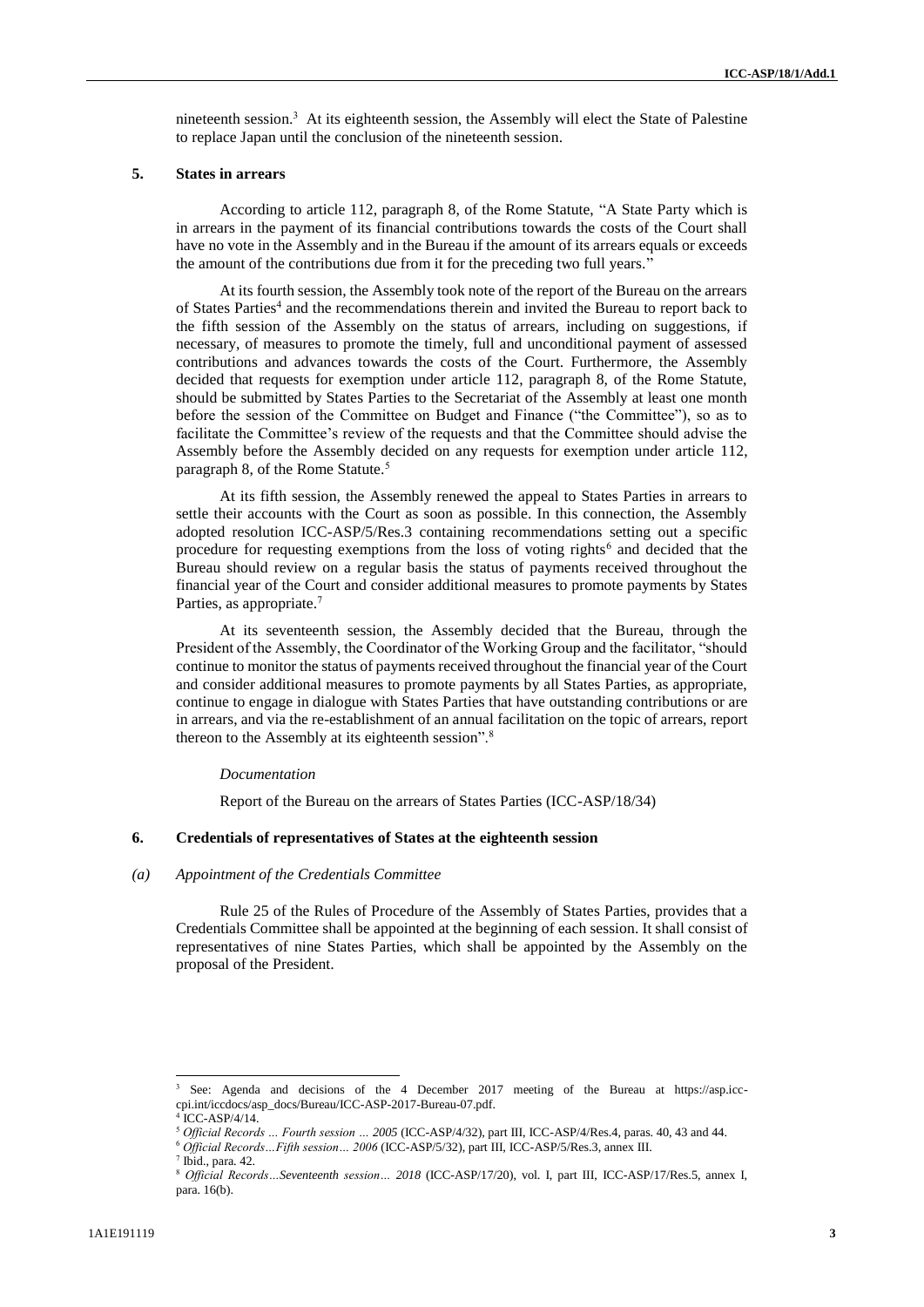nineteenth session.[3] At its eighteenth session, the Assembly will elect the State of Palestine to replace Japan until the conclusion of the nineteenth session.

### 5. States in arrears

According to article 112, paragraph 8, of the Rome Statute, "A State Party which is in arrears in the payment of its financial contributions towards the costs of the Court shall have no vote in the Assembly and in the Bureau if the amount of its arrears equals or exceeds the amount of the contributions due from it for the preceding two full years."

At its fourth session, the Assembly took note of the report of the Bureau on the arrears of States Parties[4] and the recommendations therein and invited the Bureau to report back to the fifth session of the Assembly on the status of arrears, including on suggestions, if necessary, of measures to promote the timely, full and unconditional payment of assessed contributions and advances towards the costs of the Court. Furthermore, the Assembly decided that requests for exemption under article 112, paragraph 8, of the Rome Statute, should be submitted by States Parties to the Secretariat of the Assembly at least one month before the session of the Committee on Budget and Finance ("the Committee"), so as to facilitate the Committee's review of the requests and that the Committee should advise the Assembly before the Assembly decided on any requests for exemption under article 112, paragraph 8, of the Rome Statute.[5]

At its fifth session, the Assembly renewed the appeal to States Parties in arrears to settle their accounts with the Court as soon as possible. In this connection, the Assembly adopted resolution ICC-ASP/5/Res.3 containing recommendations setting out a specific procedure for requesting exemptions from the loss of voting rights[6] and decided that the Bureau should review on a regular basis the status of payments received throughout the financial year of the Court and consider additional measures to promote payments by States Parties, as appropriate.[7]

At its seventeenth session, the Assembly decided that the Bureau, through the President of the Assembly, the Coordinator of the Working Group and the facilitator, "should continue to monitor the status of payments received throughout the financial year of the Court and consider additional measures to promote payments by all States Parties, as appropriate, continue to engage in dialogue with States Parties that have outstanding contributions or are in arrears, and via the re-establishment of an annual facilitation on the topic of arrears, report thereon to the Assembly at its eighteenth session".[8]

*Documentation*

Report of the Bureau on the arrears of States Parties (ICC-ASP/18/34)

### 6. Credentials of representatives of States at the eighteenth session

#### *(a) Appointment of the Credentials Committee*

Rule 25 of the Rules of Procedure of the Assembly of States Parties, provides that a Credentials Committee shall be appointed at the beginning of each session. It shall consist of representatives of nine States Parties, which shall be appointed by the Assembly on the proposal of the President.

---

[3] See: Agenda and decisions of the 4 December 2017 meeting of the Bureau at https://asp.icc-cpi.int/iccdocs/asp_docs/Bureau/ICC-ASP-2017-Bureau-07.pdf.

[4] ICC-ASP/4/14.

[5] *Official Records … Fourth session … 2005* (ICC-ASP/4/32), part III, ICC-ASP/4/Res.4, paras. 40, 43 and 44.

[6] *Official Records…Fifth session… 2006* (ICC-ASP/5/32), part III, ICC-ASP/5/Res.3, annex III.

[7] Ibid., para. 42.

[8] *Official Records…Seventeenth session… 2018* (ICC-ASP/17/20), vol. I, part III, ICC-ASP/17/Res.5, annex I, para. 16(b).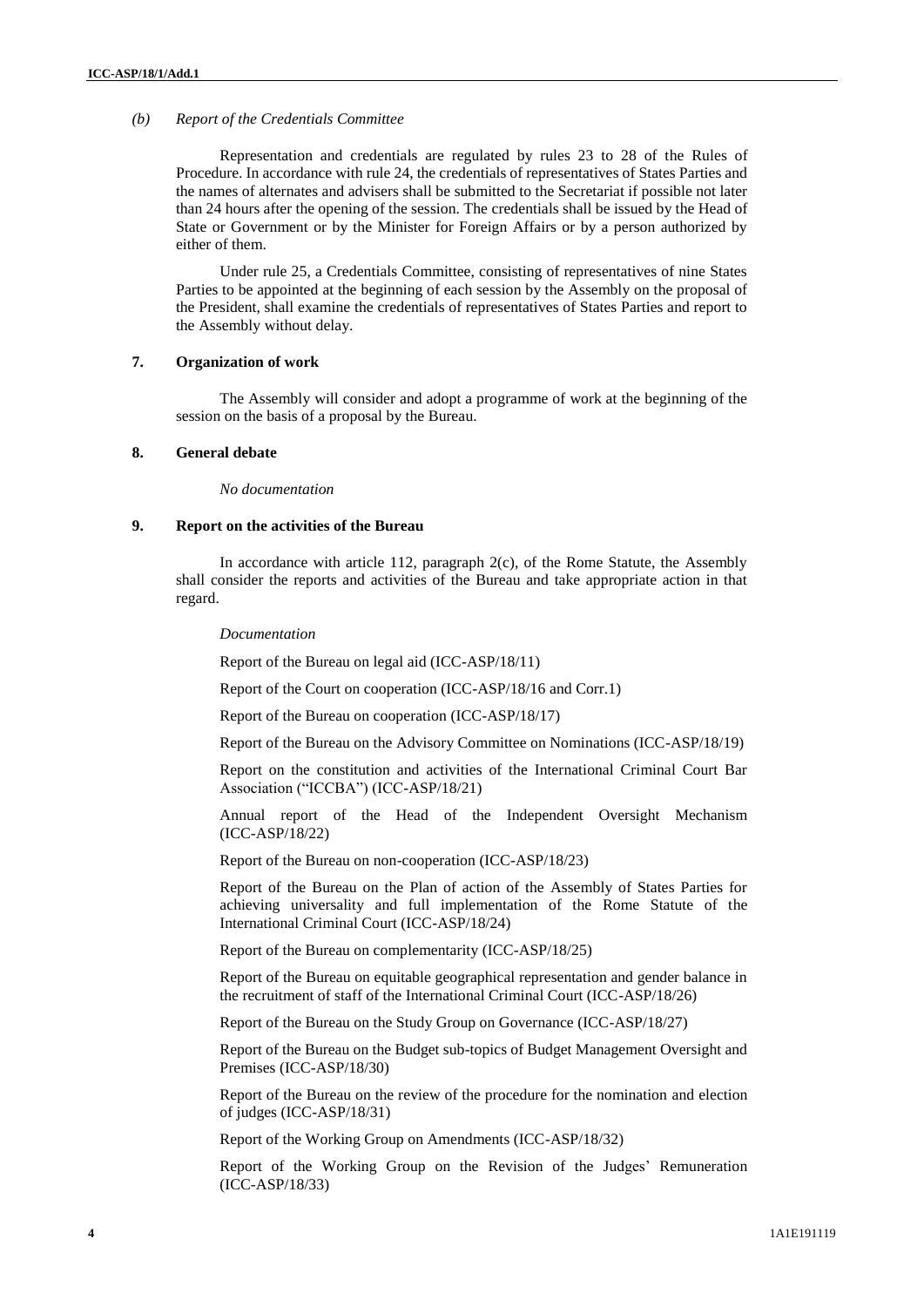*(b) Report of the Credentials Committee*

Representation and credentials are regulated by rules 23 to 28 of the Rules of Procedure. In accordance with rule 24, the credentials of representatives of States Parties and the names of alternates and advisers shall be submitted to the Secretariat if possible not later than 24 hours after the opening of the session. The credentials shall be issued by the Head of State or Government or by the Minister for Foreign Affairs or by a person authorized by either of them.

Under rule 25, a Credentials Committee, consisting of representatives of nine States Parties to be appointed at the beginning of each session by the Assembly on the proposal of the President, shall examine the credentials of representatives of States Parties and report to the Assembly without delay.

## 7. Organization of work

The Assembly will consider and adopt a programme of work at the beginning of the session on the basis of a proposal by the Bureau.

## 8. General debate

*No documentation*

## 9. Report on the activities of the Bureau

In accordance with article 112, paragraph 2(c), of the Rome Statute, the Assembly shall consider the reports and activities of the Bureau and take appropriate action in that regard.

*Documentation*

Report of the Bureau on legal aid (ICC-ASP/18/11)

Report of the Court on cooperation (ICC-ASP/18/16 and Corr.1)

Report of the Bureau on cooperation (ICC-ASP/18/17)

Report of the Bureau on the Advisory Committee on Nominations (ICC-ASP/18/19)

Report on the constitution and activities of the International Criminal Court Bar Association ("ICCBA") (ICC-ASP/18/21)

Annual report of the Head of the Independent Oversight Mechanism (ICC-ASP/18/22)

Report of the Bureau on non-cooperation (ICC-ASP/18/23)

Report of the Bureau on the Plan of action of the Assembly of States Parties for achieving universality and full implementation of the Rome Statute of the International Criminal Court (ICC-ASP/18/24)

Report of the Bureau on complementarity (ICC-ASP/18/25)

Report of the Bureau on equitable geographical representation and gender balance in the recruitment of staff of the International Criminal Court (ICC-ASP/18/26)

Report of the Bureau on the Study Group on Governance (ICC-ASP/18/27)

Report of the Bureau on the Budget sub-topics of Budget Management Oversight and Premises (ICC-ASP/18/30)

Report of the Bureau on the review of the procedure for the nomination and election of judges (ICC-ASP/18/31)

Report of the Working Group on Amendments (ICC-ASP/18/32)

Report of the Working Group on the Revision of the Judges' Remuneration (ICC-ASP/18/33)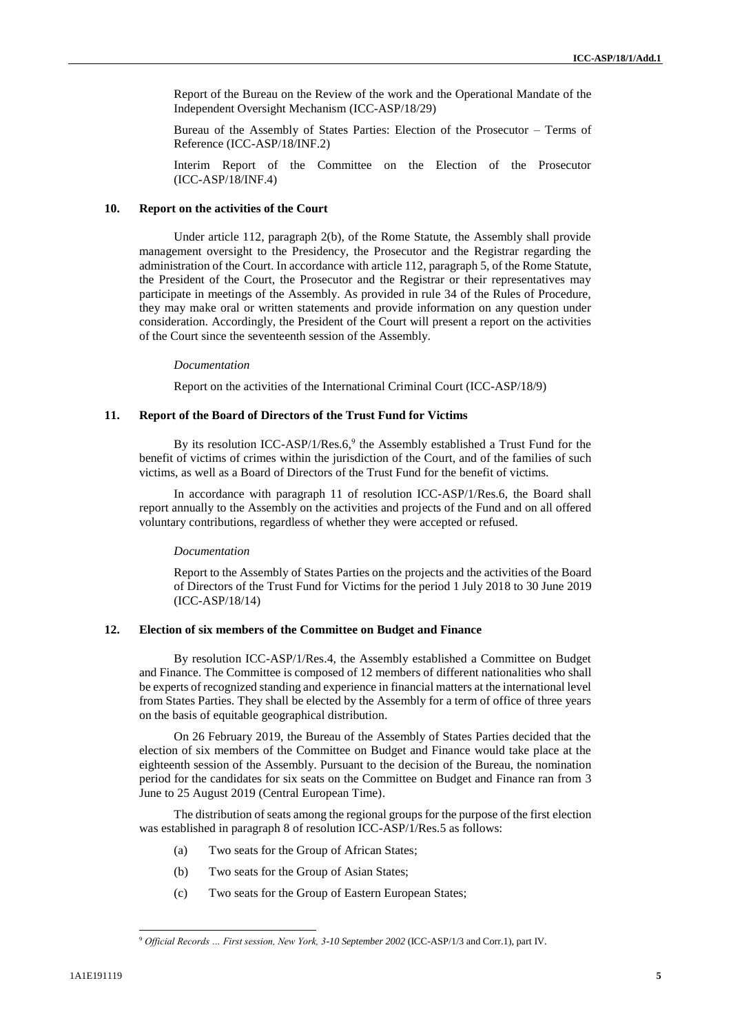Report of the Bureau on the Review of the work and the Operational Mandate of the Independent Oversight Mechanism (ICC-ASP/18/29)

Bureau of the Assembly of States Parties: Election of the Prosecutor – Terms of Reference (ICC-ASP/18/INF.2)

Interim Report of the Committee on the Election of the Prosecutor (ICC-ASP/18/INF.4)

## 10. Report on the activities of the Court

Under article 112, paragraph 2(b), of the Rome Statute, the Assembly shall provide management oversight to the Presidency, the Prosecutor and the Registrar regarding the administration of the Court. In accordance with article 112, paragraph 5, of the Rome Statute, the President of the Court, the Prosecutor and the Registrar or their representatives may participate in meetings of the Assembly. As provided in rule 34 of the Rules of Procedure, they may make oral or written statements and provide information on any question under consideration. Accordingly, the President of the Court will present a report on the activities of the Court since the seventeenth session of the Assembly.

*Documentation*

Report on the activities of the International Criminal Court (ICC-ASP/18/9)

## 11. Report of the Board of Directors of the Trust Fund for Victims

By its resolution ICC-ASP/1/Res.6,[9] the Assembly established a Trust Fund for the benefit of victims of crimes within the jurisdiction of the Court, and of the families of such victims, as well as a Board of Directors of the Trust Fund for the benefit of victims.

In accordance with paragraph 11 of resolution ICC-ASP/1/Res.6, the Board shall report annually to the Assembly on the activities and projects of the Fund and on all offered voluntary contributions, regardless of whether they were accepted or refused.

*Documentation*

Report to the Assembly of States Parties on the projects and the activities of the Board of Directors of the Trust Fund for Victims for the period 1 July 2018 to 30 June 2019 (ICC-ASP/18/14)

## 12. Election of six members of the Committee on Budget and Finance

By resolution ICC-ASP/1/Res.4, the Assembly established a Committee on Budget and Finance. The Committee is composed of 12 members of different nationalities who shall be experts of recognized standing and experience in financial matters at the international level from States Parties. They shall be elected by the Assembly for a term of office of three years on the basis of equitable geographical distribution.

On 26 February 2019, the Bureau of the Assembly of States Parties decided that the election of six members of the Committee on Budget and Finance would take place at the eighteenth session of the Assembly. Pursuant to the decision of the Bureau, the nomination period for the candidates for six seats on the Committee on Budget and Finance ran from 3 June to 25 August 2019 (Central European Time).

The distribution of seats among the regional groups for the purpose of the first election was established in paragraph 8 of resolution ICC-ASP/1/Res.5 as follows:

(a) Two seats for the Group of African States;

(b) Two seats for the Group of Asian States;

(c) Two seats for the Group of Eastern European States;

[9] *Official Records … First session, New York, 3-10 September 2002* (ICC-ASP/1/3 and Corr.1), part IV.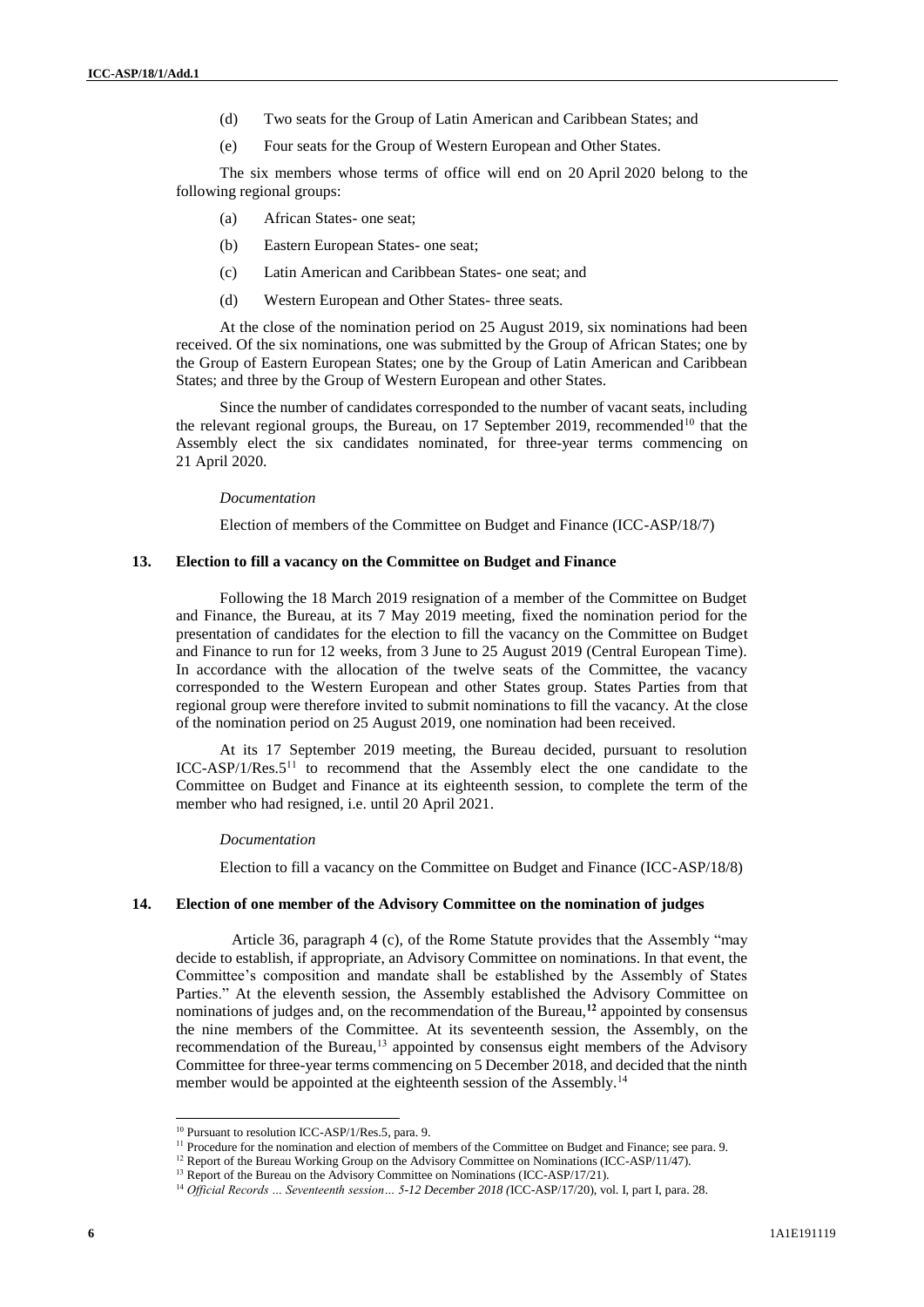(d) Two seats for the Group of Latin American and Caribbean States; and

(e) Four seats for the Group of Western European and Other States.

The six members whose terms of office will end on 20 April 2020 belong to the following regional groups:

(a) African States- one seat;

(b) Eastern European States- one seat;

(c) Latin American and Caribbean States- one seat; and

(d) Western European and Other States- three seats.

At the close of the nomination period on 25 August 2019, six nominations had been received. Of the six nominations, one was submitted by the Group of African States; one by the Group of Eastern European States; one by the Group of Latin American and Caribbean States; and three by the Group of Western European and other States.

Since the number of candidates corresponded to the number of vacant seats, including the relevant regional groups, the Bureau, on 17 September 2019, recommended[10] that the Assembly elect the six candidates nominated, for three-year terms commencing on 21 April 2020.

*Documentation*

Election of members of the Committee on Budget and Finance (ICC-ASP/18/7)

## 13. Election to fill a vacancy on the Committee on Budget and Finance

Following the 18 March 2019 resignation of a member of the Committee on Budget and Finance, the Bureau, at its 7 May 2019 meeting, fixed the nomination period for the presentation of candidates for the election to fill the vacancy on the Committee on Budget and Finance to run for 12 weeks, from 3 June to 25 August 2019 (Central European Time). In accordance with the allocation of the twelve seats of the Committee, the vacancy corresponded to the Western European and other States group. States Parties from that regional group were therefore invited to submit nominations to fill the vacancy. At the close of the nomination period on 25 August 2019, one nomination had been received.

At its 17 September 2019 meeting, the Bureau decided, pursuant to resolution ICC-ASP/1/Res.5[11] to recommend that the Assembly elect the one candidate to the Committee on Budget and Finance at its eighteenth session, to complete the term of the member who had resigned, i.e. until 20 April 2021.

*Documentation*

Election to fill a vacancy on the Committee on Budget and Finance (ICC-ASP/18/8)

## 14. Election of one member of the Advisory Committee on the nomination of judges

Article 36, paragraph 4 (c), of the Rome Statute provides that the Assembly "may decide to establish, if appropriate, an Advisory Committee on nominations. In that event, the Committee's composition and mandate shall be established by the Assembly of States Parties." At the eleventh session, the Assembly established the Advisory Committee on nominations of judges and, on the recommendation of the Bureau,[12] appointed by consensus the nine members of the Committee. At its seventeenth session, the Assembly, on the recommendation of the Bureau,[13] appointed by consensus eight members of the Advisory Committee for three-year terms commencing on 5 December 2018, and decided that the ninth member would be appointed at the eighteenth session of the Assembly.[14]

---

[10] Pursuant to resolution ICC-ASP/1/Res.5, para. 9.

[11] Procedure for the nomination and election of members of the Committee on Budget and Finance; see para. 9.

[12] Report of the Bureau Working Group on the Advisory Committee on Nominations (ICC-ASP/11/47).

[13] Report of the Bureau on the Advisory Committee on Nominations (ICC-ASP/17/21).

[14] *Official Records … Seventeenth session… 5-12 December 2018* (ICC-ASP/17/20), vol. I, part I, para. 28.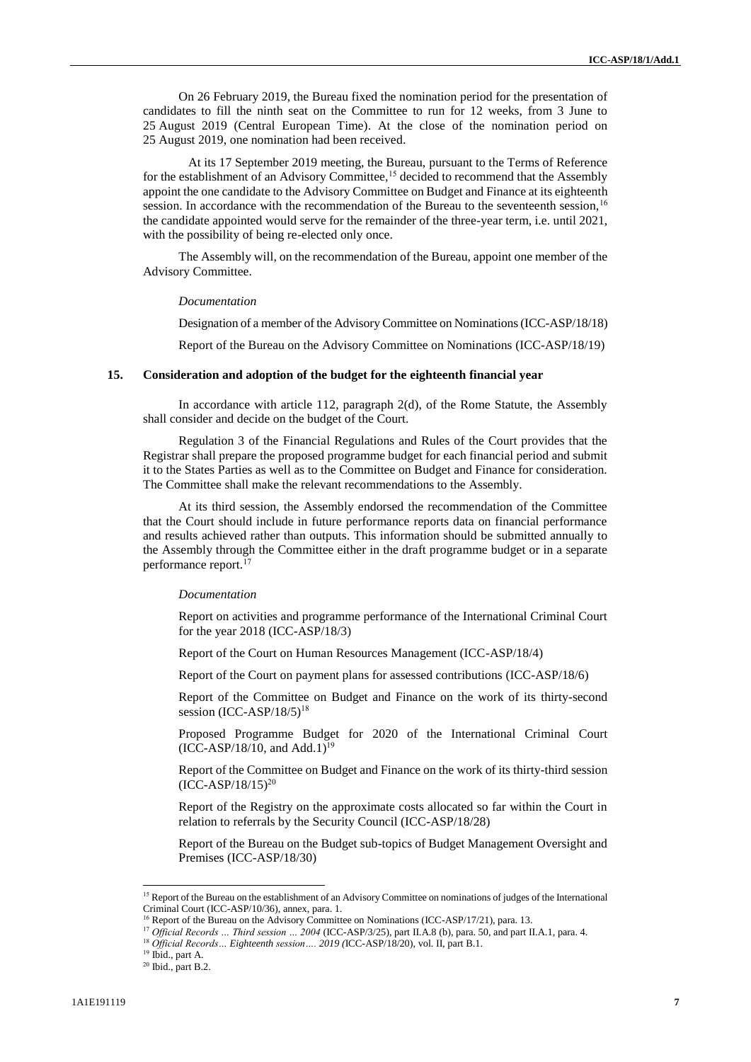On 26 February 2019, the Bureau fixed the nomination period for the presentation of candidates to fill the ninth seat on the Committee to run for 12 weeks, from 3 June to 25 August 2019 (Central European Time). At the close of the nomination period on 25 August 2019, one nomination had been received.

At its 17 September 2019 meeting, the Bureau, pursuant to the Terms of Reference for the establishment of an Advisory Committee,[15] decided to recommend that the Assembly appoint the one candidate to the Advisory Committee on Budget and Finance at its eighteenth session. In accordance with the recommendation of the Bureau to the seventeenth session,[16] the candidate appointed would serve for the remainder of the three-year term, i.e. until 2021, with the possibility of being re-elected only once.

The Assembly will, on the recommendation of the Bureau, appoint one member of the Advisory Committee.

*Documentation*

Designation of a member of the Advisory Committee on Nominations (ICC-ASP/18/18)

Report of the Bureau on the Advisory Committee on Nominations (ICC-ASP/18/19)

## 15. Consideration and adoption of the budget for the eighteenth financial year

In accordance with article 112, paragraph 2(d), of the Rome Statute, the Assembly shall consider and decide on the budget of the Court.

Regulation 3 of the Financial Regulations and Rules of the Court provides that the Registrar shall prepare the proposed programme budget for each financial period and submit it to the States Parties as well as to the Committee on Budget and Finance for consideration. The Committee shall make the relevant recommendations to the Assembly.

At its third session, the Assembly endorsed the recommendation of the Committee that the Court should include in future performance reports data on financial performance and results achieved rather than outputs. This information should be submitted annually to the Assembly through the Committee either in the draft programme budget or in a separate performance report.[17]

*Documentation*

Report on activities and programme performance of the International Criminal Court for the year 2018 (ICC-ASP/18/3)

Report of the Court on Human Resources Management (ICC-ASP/18/4)

Report of the Court on payment plans for assessed contributions (ICC-ASP/18/6)

Report of the Committee on Budget and Finance on the work of its thirty-second session (ICC-ASP/18/5)[18]

Proposed Programme Budget for 2020 of the International Criminal Court (ICC-ASP/18/10, and Add.1)[19]

Report of the Committee on Budget and Finance on the work of its thirty-third session (ICC-ASP/18/15)[20]

Report of the Registry on the approximate costs allocated so far within the Court in relation to referrals by the Security Council (ICC-ASP/18/28)

Report of the Bureau on the Budget sub-topics of Budget Management Oversight and Premises (ICC-ASP/18/30)

---

[15] Report of the Bureau on the establishment of an Advisory Committee on nominations of judges of the International Criminal Court (ICC-ASP/10/36), annex, para. 1.

[16] Report of the Bureau on the Advisory Committee on Nominations (ICC-ASP/17/21), para. 13.

[17] *Official Records … Third session … 2004* (ICC-ASP/3/25), part II.A.8 (b), para. 50, and part II.A.1, para. 4.

[18] *Official Records… Eighteenth session…. 2019* (ICC-ASP/18/20), vol. II, part B.1.

[19] Ibid., part A.

[20] Ibid., part B.2.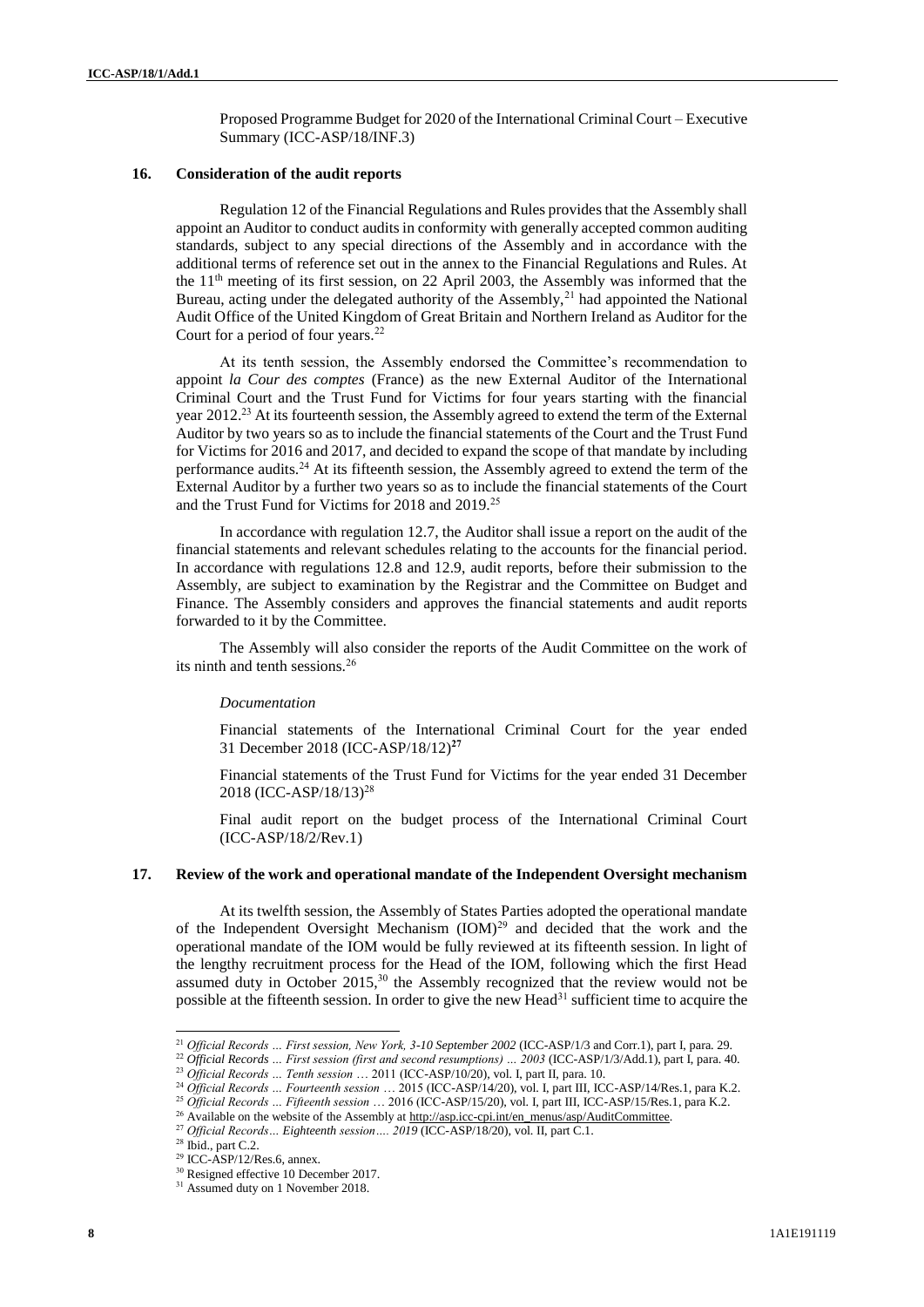Proposed Programme Budget for 2020 of the International Criminal Court – Executive Summary (ICC-ASP/18/INF.3)

### 16. Consideration of the audit reports

Regulation 12 of the Financial Regulations and Rules provides that the Assembly shall appoint an Auditor to conduct audits in conformity with generally accepted common auditing standards, subject to any special directions of the Assembly and in accordance with the additional terms of reference set out in the annex to the Financial Regulations and Rules. At the 11th meeting of its first session, on 22 April 2003, the Assembly was informed that the Bureau, acting under the delegated authority of the Assembly,[21] had appointed the National Audit Office of the United Kingdom of Great Britain and Northern Ireland as Auditor for the Court for a period of four years.[22]

At its tenth session, the Assembly endorsed the Committee's recommendation to appoint *la Cour des comptes* (France) as the new External Auditor of the International Criminal Court and the Trust Fund for Victims for four years starting with the financial year 2012.[23] At its fourteenth session, the Assembly agreed to extend the term of the External Auditor by two years so as to include the financial statements of the Court and the Trust Fund for Victims for 2016 and 2017, and decided to expand the scope of that mandate by including performance audits.[24] At its fifteenth session, the Assembly agreed to extend the term of the External Auditor by a further two years so as to include the financial statements of the Court and the Trust Fund for Victims for 2018 and 2019.[25]

In accordance with regulation 12.7, the Auditor shall issue a report on the audit of the financial statements and relevant schedules relating to the accounts for the financial period. In accordance with regulations 12.8 and 12.9, audit reports, before their submission to the Assembly, are subject to examination by the Registrar and the Committee on Budget and Finance. The Assembly considers and approves the financial statements and audit reports forwarded to it by the Committee.

The Assembly will also consider the reports of the Audit Committee on the work of its ninth and tenth sessions.[26]

*Documentation*

Financial statements of the International Criminal Court for the year ended 31 December 2018 (ICC-ASP/18/12)[27]

Financial statements of the Trust Fund for Victims for the year ended 31 December 2018 (ICC-ASP/18/13)[28]

Final audit report on the budget process of the International Criminal Court (ICC-ASP/18/2/Rev.1)

### 17. Review of the work and operational mandate of the Independent Oversight mechanism

At its twelfth session, the Assembly of States Parties adopted the operational mandate of the Independent Oversight Mechanism (IOM)[29] and decided that the work and the operational mandate of the IOM would be fully reviewed at its fifteenth session. In light of the lengthy recruitment process for the Head of the IOM, following which the first Head assumed duty in October 2015,[30] the Assembly recognized that the review would not be possible at the fifteenth session. In order to give the new Head[31] sufficient time to acquire the

---

[21] *Official Records … First session, New York, 3-10 September 2002* (ICC-ASP/1/3 and Corr.1), part I, para. 29.

[22] *Official Records … First session (first and second resumptions) … 2003* (ICC-ASP/1/3/Add.1), part I, para. 40.

[23] *Official Records … Tenth session* … 2011 (ICC-ASP/10/20), vol. I, part II, para. 10.

[24] *Official Records … Fourteenth session* … 2015 (ICC-ASP/14/20), vol. I, part III, ICC-ASP/14/Res.1, para K.2.

[25] *Official Records … Fifteenth session* … 2016 (ICC-ASP/15/20), vol. I, part III, ICC-ASP/15/Res.1, para K.2.

[26] Available on the website of the Assembly at http://asp.icc-cpi.int/en_menus/asp/AuditCommittee.

[27] *Official Records… Eighteenth session…. 2019* (ICC-ASP/18/20), vol. II, part C.1.

[28] Ibid., part C.2.

[29] ICC-ASP/12/Res.6, annex.

[30] Resigned effective 10 December 2017.

[31] Assumed duty on 1 November 2018.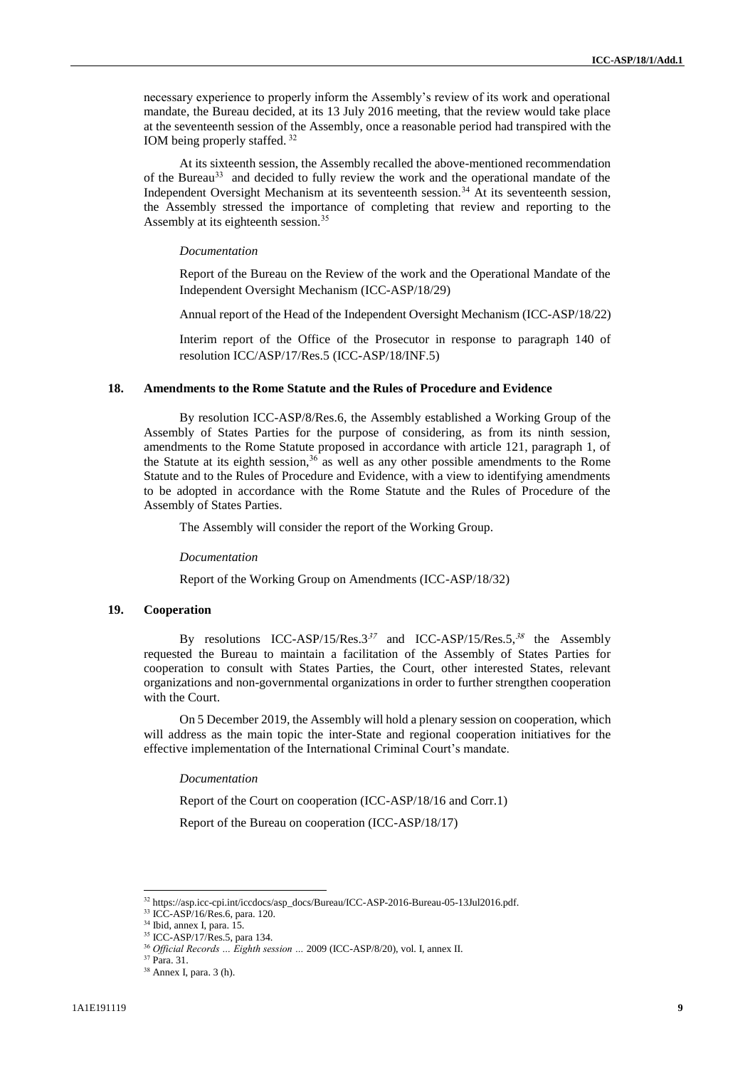necessary experience to properly inform the Assembly's review of its work and operational mandate, the Bureau decided, at its 13 July 2016 meeting, that the review would take place at the seventeenth session of the Assembly, once a reasonable period had transpired with the IOM being properly staffed.[32]

At its sixteenth session, the Assembly recalled the above-mentioned recommendation of the Bureau[33] and decided to fully review the work and the operational mandate of the Independent Oversight Mechanism at its seventeenth session.[34] At its seventeenth session, the Assembly stressed the importance of completing that review and reporting to the Assembly at its eighteenth session.[35]

*Documentation*

Report of the Bureau on the Review of the work and the Operational Mandate of the Independent Oversight Mechanism (ICC-ASP/18/29)

Annual report of the Head of the Independent Oversight Mechanism (ICC-ASP/18/22)

Interim report of the Office of the Prosecutor in response to paragraph 140 of resolution ICC/ASP/17/Res.5 (ICC-ASP/18/INF.5)

## 18. Amendments to the Rome Statute and the Rules of Procedure and Evidence

By resolution ICC-ASP/8/Res.6, the Assembly established a Working Group of the Assembly of States Parties for the purpose of considering, as from its ninth session, amendments to the Rome Statute proposed in accordance with article 121, paragraph 1, of the Statute at its eighth session,[36] as well as any other possible amendments to the Rome Statute and to the Rules of Procedure and Evidence, with a view to identifying amendments to be adopted in accordance with the Rome Statute and the Rules of Procedure of the Assembly of States Parties.

The Assembly will consider the report of the Working Group.

*Documentation*

Report of the Working Group on Amendments (ICC-ASP/18/32)

## 19. Cooperation

By resolutions ICC-ASP/15/Res.3[37] and ICC-ASP/15/Res.5,[38] the Assembly requested the Bureau to maintain a facilitation of the Assembly of States Parties for cooperation to consult with States Parties, the Court, other interested States, relevant organizations and non-governmental organizations in order to further strengthen cooperation with the Court.

On 5 December 2019, the Assembly will hold a plenary session on cooperation, which will address as the main topic the inter-State and regional cooperation initiatives for the effective implementation of the International Criminal Court's mandate.

*Documentation*

Report of the Court on cooperation (ICC-ASP/18/16 and Corr.1)

Report of the Bureau on cooperation (ICC-ASP/18/17)

---

[32] https://asp.icc-cpi.int/iccdocs/asp_docs/Bureau/ICC-ASP-2016-Bureau-05-13Jul2016.pdf.

[33] ICC-ASP/16/Res.6, para. 120.

[34] Ibid, annex I, para. 15.

[35] ICC-ASP/17/Res.5, para 134.

[36] *Official Records … Eighth session …* 2009 (ICC-ASP/8/20), vol. I, annex II.

[37] Para. 31.

[38] Annex I, para. 3 (h).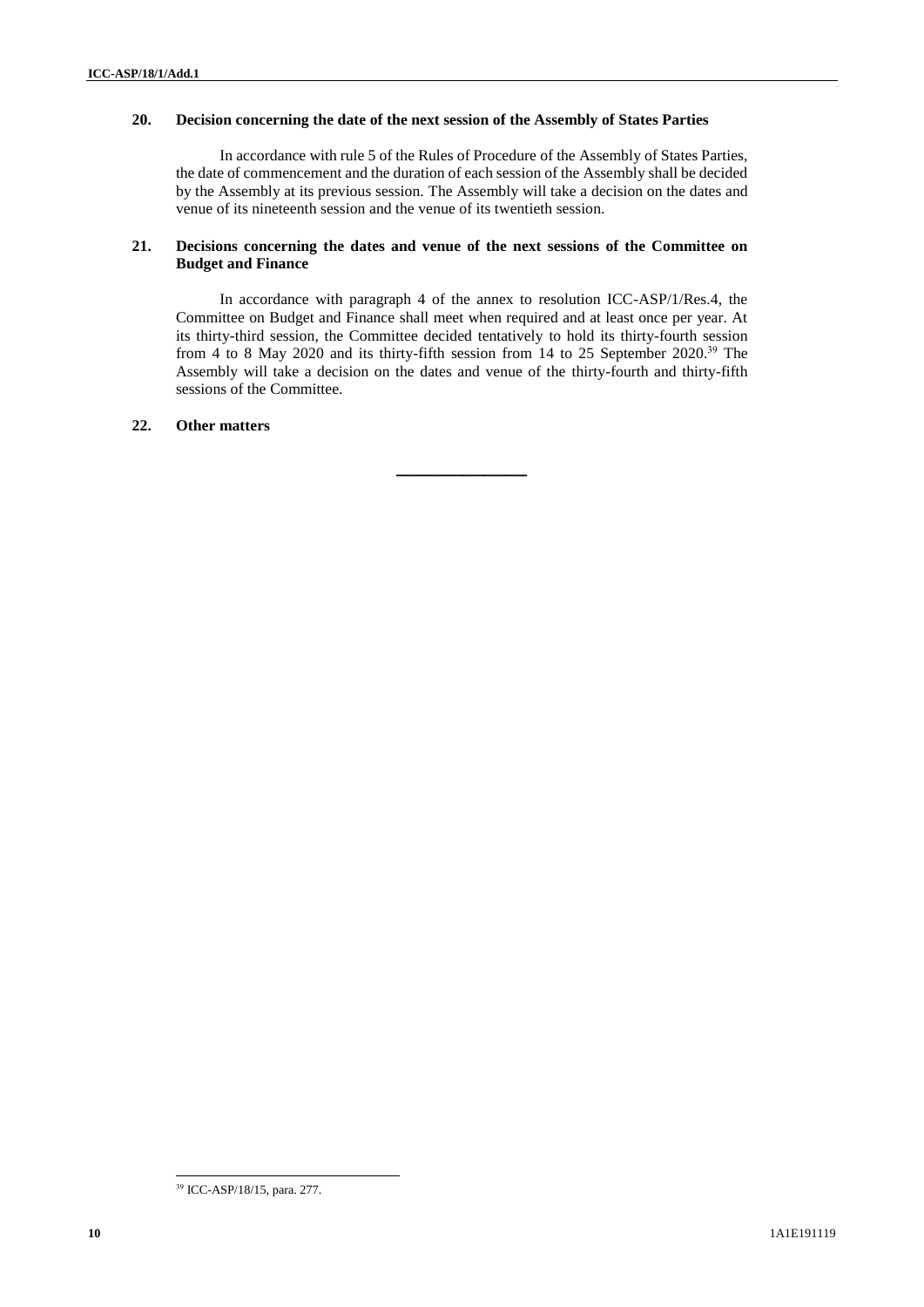## 20. Decision concerning the date of the next session of the Assembly of States Parties

In accordance with rule 5 of the Rules of Procedure of the Assembly of States Parties, the date of commencement and the duration of each session of the Assembly shall be decided by the Assembly at its previous session. The Assembly will take a decision on the dates and venue of its nineteenth session and the venue of its twentieth session.

## 21. Decisions concerning the dates and venue of the next sessions of the Committee on Budget and Finance

In accordance with paragraph 4 of the annex to resolution ICC-ASP/1/Res.4, the Committee on Budget and Finance shall meet when required and at least once per year. At its thirty-third session, the Committee decided tentatively to hold its thirty-fourth session from 4 to 8 May 2020 and its thirty-fifth session from 14 to 25 September 2020.[39] The Assembly will take a decision on the dates and venue of the thirty-fourth and thirty-fifth sessions of the Committee.

## 22. Other matters

---

[39] ICC-ASP/18/15, para. 277.